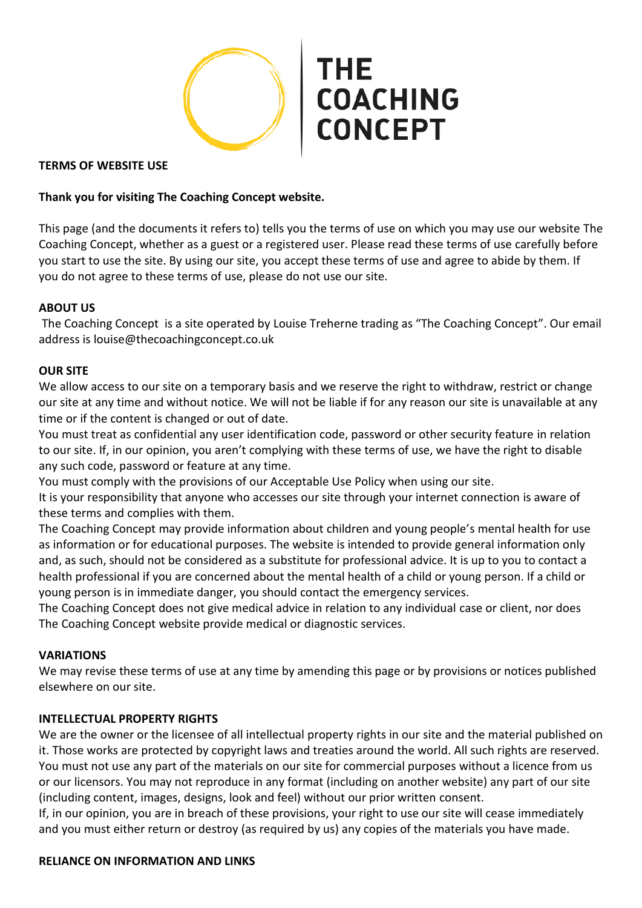# THE COACHING CONCEPT

**TERMS OF WEBSITE USE**

**Thank you for visiting The Coaching Concept website.**

This page (and the documents it refers to) tells you the terms of use on which you may use our website The Coaching Concept, whether as a guest or a registered user. Please read these terms of use carefully before you start to use the site. By using our site, you accept these terms of use and agree to abide by them. If you do not agree to these terms of use, please do not use our site.

**ABOUT US**

The Coaching Concept is a site operated by Louise Treherne trading as "The Coaching Concept". Our email address is louise@thecoachingconcept.co.uk

**OUR SITE**

We allow access to our site on a temporary basis and we reserve the right to withdraw, restrict or change our site at any time and without notice. We will not be liable if for any reason our site is unavailable at any time or if the content is changed or out of date.

You must treat as confidential any user identification code, password or other security feature in relation to our site. If, in our opinion, you aren't complying with these terms of use, we have the right to disable any such code, password or feature at any time.

You must comply with the provisions of our Acceptable Use Policy when using our site.

It is your responsibility that anyone who accesses our site through your internet connection is aware of these terms and complies with them.

The Coaching Concept may provide information about children and young people's mental health for use as information or for educational purposes. The website is intended to provide general information only and, as such, should not be considered as a substitute for professional advice. It is up to you to contact a health professional if you are concerned about the mental health of a child or young person. If a child or young person is in immediate danger, you should contact the emergency services.

The Coaching Concept does not give medical advice in relation to any individual case or client, nor does The Coaching Concept website provide medical or diagnostic services.

**VARIATIONS**

We may revise these terms of use at any time by amending this page or by provisions or notices published elsewhere on our site.

**INTELLECTUAL PROPERTY RIGHTS**

We are the owner or the licensee of all intellectual property rights in our site and the material published on it. Those works are protected by copyright laws and treaties around the world. All such rights are reserved. You must not use any part of the materials on our site for commercial purposes without a licence from us or our licensors. You may not reproduce in any format (including on another website) any part of our site (including content, images, designs, look and feel) without our prior written consent.

If, in our opinion, you are in breach of these provisions, your right to use our site will cease immediately and you must either return or destroy (as required by us) any copies of the materials you have made.

**RELIANCE ON INFORMATION AND LINKS**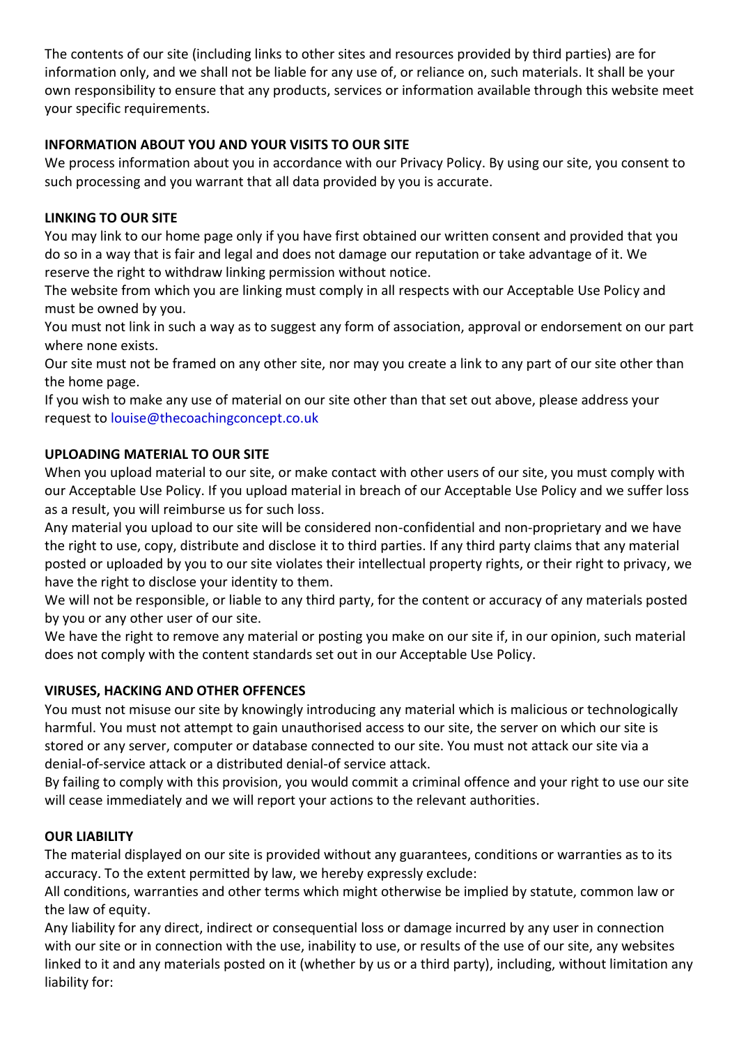The contents of our site (including links to other sites and resources provided by third parties) are for information only, and we shall not be liable for any use of, or reliance on, such materials. It shall be your own responsibility to ensure that any products, services or information available through this website meet your specific requirements.

**INFORMATION ABOUT YOU AND YOUR VISITS TO OUR SITE**

We process information about you in accordance with our Privacy Policy. By using our site, you consent to such processing and you warrant that all data provided by you is accurate.

**LINKING TO OUR SITE**

You may link to our home page only if you have first obtained our written consent and provided that you do so in a way that is fair and legal and does not damage our reputation or take advantage of it. We reserve the right to withdraw linking permission without notice.

The website from which you are linking must comply in all respects with our Acceptable Use Policy and must be owned by you.

You must not link in such a way as to suggest any form of association, approval or endorsement on our part where none exists.

Our site must not be framed on any other site, nor may you create a link to any part of our site other than the home page.

If you wish to make any use of material on our site other than that set out above, please address your request to louise@thecoachingconcept.co.uk

**UPLOADING MATERIAL TO OUR SITE**

When you upload material to our site, or make contact with other users of our site, you must comply with our Acceptable Use Policy. If you upload material in breach of our Acceptable Use Policy and we suffer loss as a result, you will reimburse us for such loss.

Any material you upload to our site will be considered non-confidential and non-proprietary and we have the right to use, copy, distribute and disclose it to third parties. If any third party claims that any material posted or uploaded by you to our site violates their intellectual property rights, or their right to privacy, we have the right to disclose your identity to them.

We will not be responsible, or liable to any third party, for the content or accuracy of any materials posted by you or any other user of our site.

We have the right to remove any material or posting you make on our site if, in our opinion, such material does not comply with the content standards set out in our Acceptable Use Policy.

**VIRUSES, HACKING AND OTHER OFFENCES**

You must not misuse our site by knowingly introducing any material which is malicious or technologically harmful. You must not attempt to gain unauthorised access to our site, the server on which our site is stored or any server, computer or database connected to our site. You must not attack our site via a denial-of-service attack or a distributed denial-of service attack.

By failing to comply with this provision, you would commit a criminal offence and your right to use our site will cease immediately and we will report your actions to the relevant authorities.

**OUR LIABILITY**

The material displayed on our site is provided without any guarantees, conditions or warranties as to its accuracy. To the extent permitted by law, we hereby expressly exclude:

All conditions, warranties and other terms which might otherwise be implied by statute, common law or the law of equity.

Any liability for any direct, indirect or consequential loss or damage incurred by any user in connection with our site or in connection with the use, inability to use, or results of the use of our site, any websites linked to it and any materials posted on it (whether by us or a third party), including, without limitation any liability for: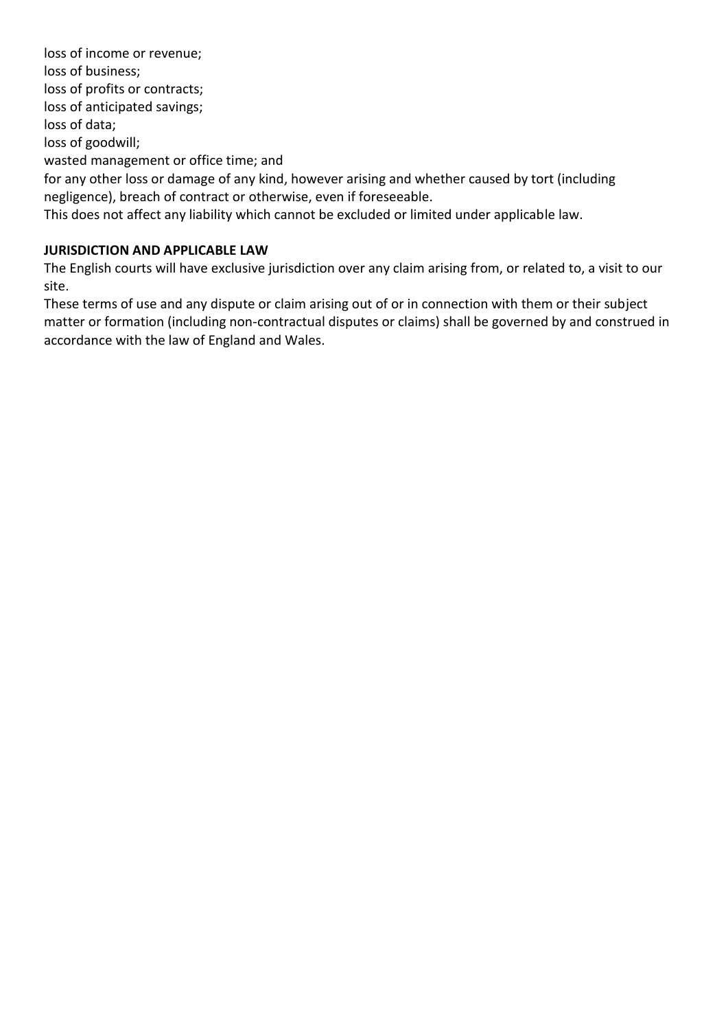loss of income or revenue;
loss of business;
loss of profits or contracts;
loss of anticipated savings;
loss of data;
loss of goodwill;
wasted management or office time; and
for any other loss or damage of any kind, however arising and whether caused by tort (including negligence), breach of contract or otherwise, even if foreseeable.
This does not affect any liability which cannot be excluded or limited under applicable law.

**JURISDICTION AND APPLICABLE LAW**

The English courts will have exclusive jurisdiction over any claim arising from, or related to, a visit to our site.
These terms of use and any dispute or claim arising out of or in connection with them or their subject matter or formation (including non-contractual disputes or claims) shall be governed by and construed in accordance with the law of England and Wales.